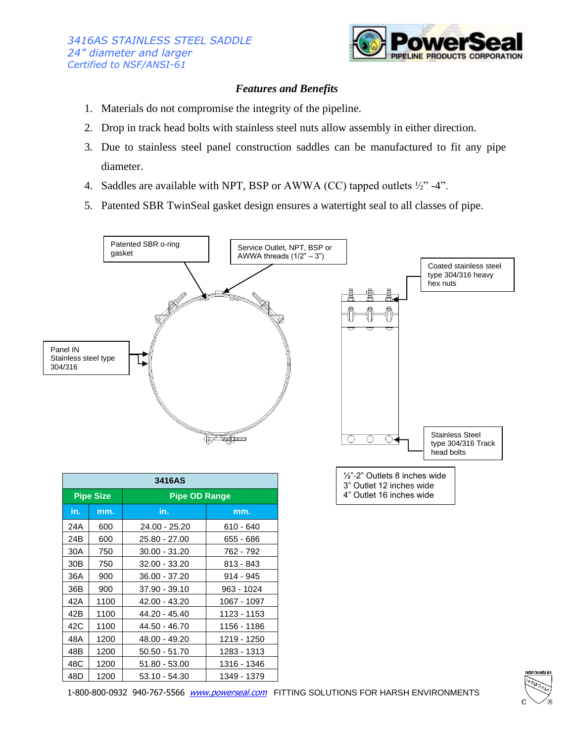*3416AS STAINLESS STEEL SADDLE*
*24" diameter and larger*
*Certified to NSF/ANSI-61*

PowerSeal PIPELINE PRODUCTS CORPORATION

## *Features and Benefits*

1. Materials do not compromise the integrity of the pipeline.
2. Drop in track head bolts with stainless steel nuts allow assembly in either direction.
3. Due to stainless steel panel construction saddles can be manufactured to fit any pipe diameter.
4. Saddles are available with NPT, BSP or AWWA (CC) tapped outlets ½" -4".
5. Patented SBR TwinSeal gasket design ensures a watertight seal to all classes of pipe.

Patented SBR o-ring gasket

Service Outlet, NPT, BSP or AWWA threads (1/2" – 3")

Coated stainless steel type 304/316 heavy hex nuts

Panel IN Stainless steel type 304/316

Stainless Steel type 304/316 Track head bolts

½"-2" Outlets 8 inches wide
3" Outlet 12 inches wide
4" Outlet 16 inches wide

| 3416AS | | | |
|---|---|---|---|
| **Pipe Size** | | **Pipe OD Range** | |
| **in.** | **mm.** | **in.** | **mm.** |
| 24A | 600 | 24.00 - 25.20 | 610 - 640 |
| 24B | 600 | 25.80 - 27.00 | 655 - 686 |
| 30A | 750 | 30.00 - 31.20 | 762 - 792 |
| 30B | 750 | 32.00 - 33.20 | 813 - 843 |
| 36A | 900 | 36.00 - 37.20 | 914 - 945 |
| 36B | 900 | 37.90 - 39.10 | 963 - 1024 |
| 42A | 1100 | 42.00 - 43.20 | 1067 - 1097 |
| 42B | 1100 | 44.20 - 45.40 | 1123 - 1153 |
| 42C | 1100 | 44.50 - 46.70 | 1156 - 1186 |
| 48A | 1200 | 48.00 - 49.20 | 1219 - 1250 |
| 48B | 1200 | 50.50 - 51.70 | 1283 - 1313 |
| 48C | 1200 | 51.80 - 53.00 | 1316 - 1346 |
| 48D | 1200 | 53.10 - 54.30 | 1349 - 1379 |

1-800-800-0932 940-767-5566 [www.powerseal.com](http://www.powerseal.com) FITTING SOLUTIONS FOR HARSH ENVIRONMENTS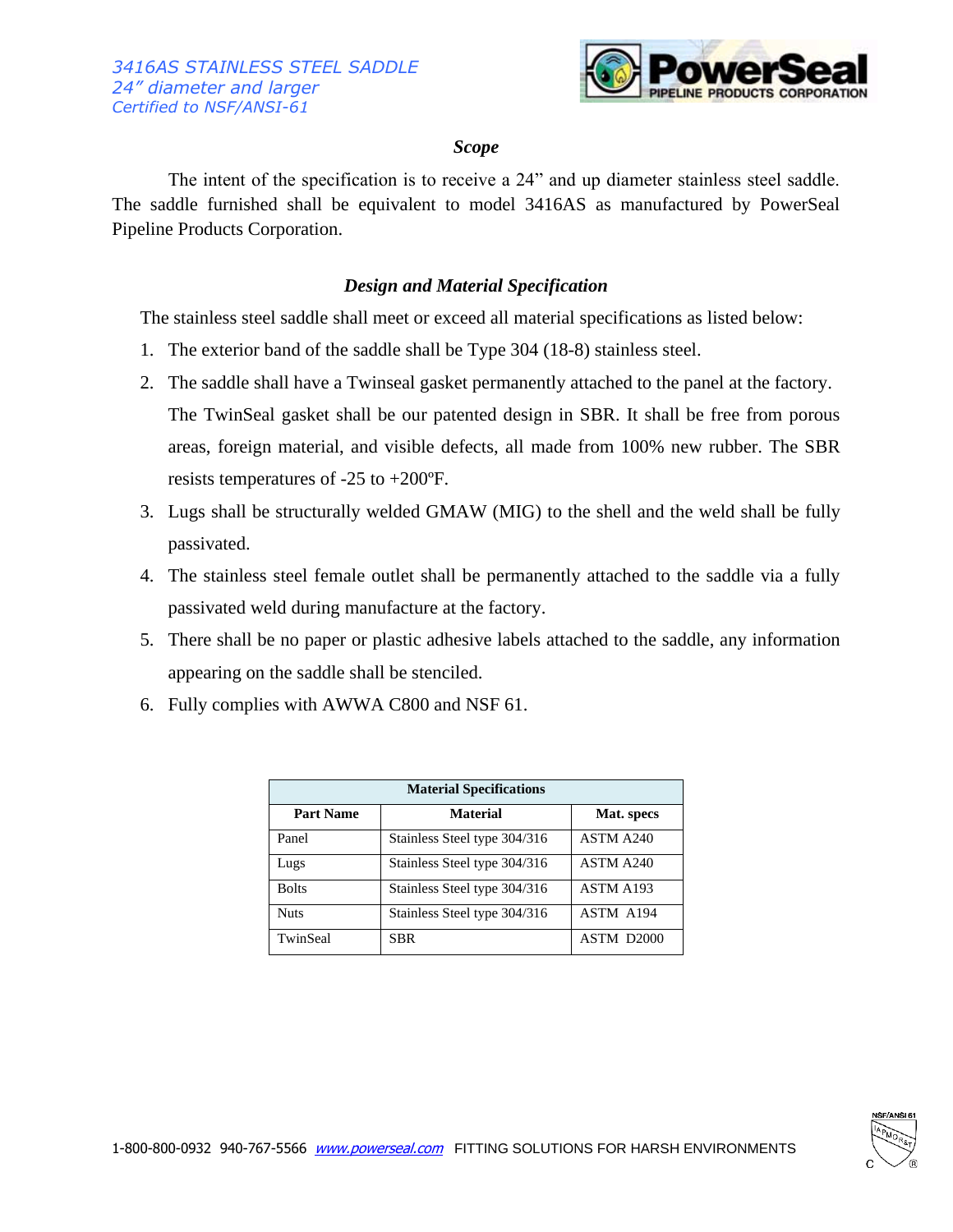3416AS STAINLESS STEEL SADDLE
24" diameter and larger
Certified to NSF/ANSI-61

### *Scope*

The intent of the specification is to receive a 24" and up diameter stainless steel saddle. The saddle furnished shall be equivalent to model 3416AS as manufactured by PowerSeal Pipeline Products Corporation.

### *Design and Material Specification*

The stainless steel saddle shall meet or exceed all material specifications as listed below:

1. The exterior band of the saddle shall be Type 304 (18-8) stainless steel.
2. The saddle shall have a Twinseal gasket permanently attached to the panel at the factory. The TwinSeal gasket shall be our patented design in SBR. It shall be free from porous areas, foreign material, and visible defects, all made from 100% new rubber. The SBR resists temperatures of -25 to +200ºF.
3. Lugs shall be structurally welded GMAW (MIG) to the shell and the weld shall be fully passivated.
4. The stainless steel female outlet shall be permanently attached to the saddle via a fully passivated weld during manufacture at the factory.
5. There shall be no paper or plastic adhesive labels attached to the saddle, any information appearing on the saddle shall be stenciled.
6. Fully complies with AWWA C800 and NSF 61.

| Material Specifications | | |
|---|---|---|
| **Part Name** | **Material** | **Mat. specs** |
| Panel | Stainless Steel type 304/316 | ASTM A240 |
| Lugs | Stainless Steel type 304/316 | ASTM A240 |
| Bolts | Stainless Steel type 304/316 | ASTM A193 |
| Nuts | Stainless Steel type 304/316 | ASTM A194 |
| TwinSeal | SBR | ASTM D2000 |

1-800-800-0932 940-767-5566 www.powerseal.com FITTING SOLUTIONS FOR HARSH ENVIRONMENTS